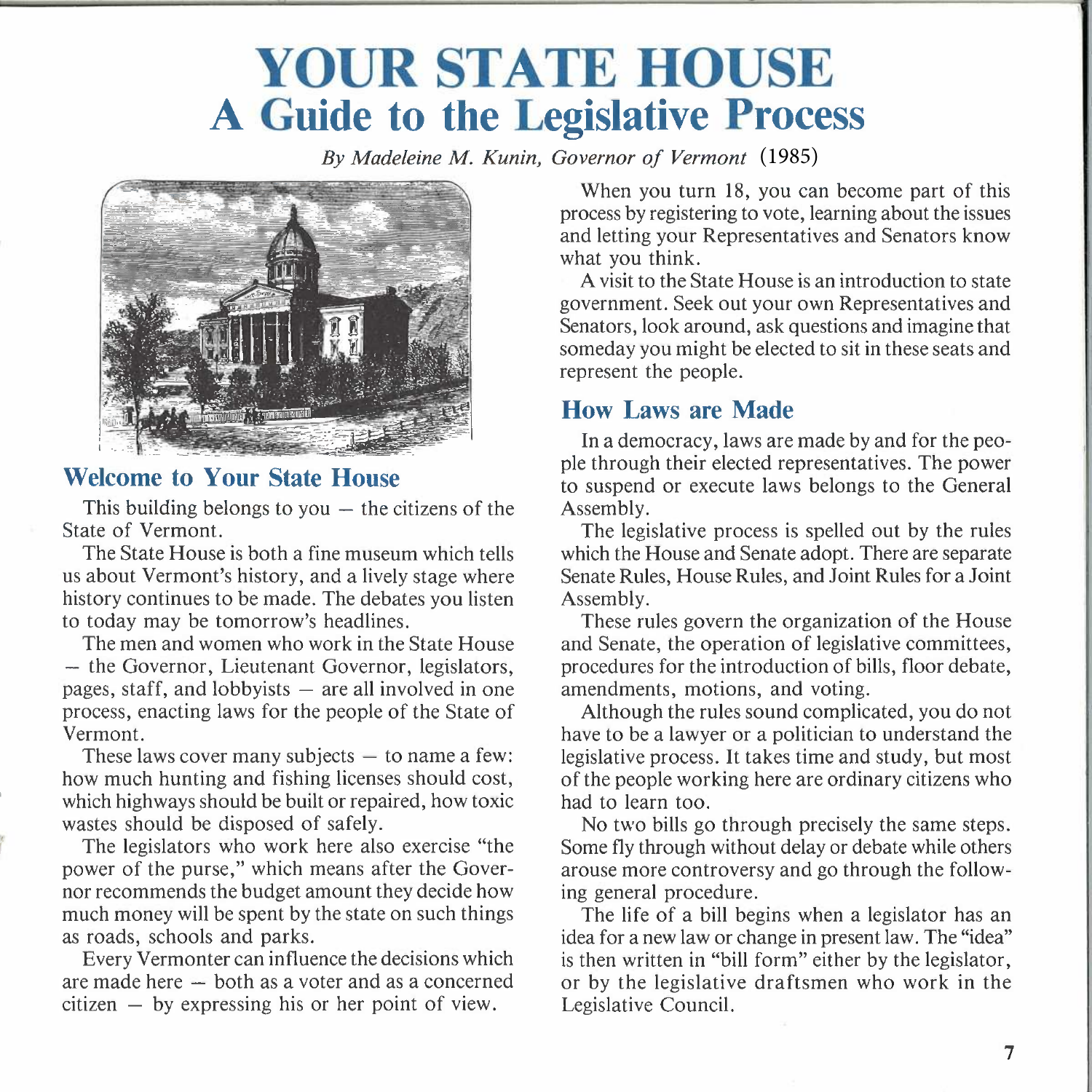# YOUR STATE HOUSE
## A Guide to the Legislative Process

*By Madeleine M. Kunin, Governor of Vermont* (1985)

### Welcome to Your State House

This building belongs to you – the citizens of the State of Vermont.

The State House is both a fine museum which tells us about Vermont's history, and a lively stage where history continues to be made. The debates you listen to today may be tomorrow's headlines.

The men and women who work in the State House – the Governor, Lieutenant Governor, legislators, pages, staff, and lobbyists – are all involved in one process, enacting laws for the people of the State of Vermont.

These laws cover many subjects – to name a few: how much hunting and fishing licenses should cost, which highways should be built or repaired, how toxic wastes should be disposed of safely.

The legislators who work here also exercise "the power of the purse," which means after the Governor recommends the budget amount they decide how much money will be spent by the state on such things as roads, schools and parks.

Every Vermonter can influence the decisions which are made here – both as a voter and as a concerned citizen – by expressing his or her point of view.

When you turn 18, you can become part of this process by registering to vote, learning about the issues and letting your Representatives and Senators know what you think.

A visit to the State House is an introduction to state government. Seek out your own Representatives and Senators, look around, ask questions and imagine that someday you might be elected to sit in these seats and represent the people.

### How Laws are Made

In a democracy, laws are made by and for the people through their elected representatives. The power to suspend or execute laws belongs to the General Assembly.

The legislative process is spelled out by the rules which the House and Senate adopt. There are separate Senate Rules, House Rules, and Joint Rules for a Joint Assembly.

These rules govern the organization of the House and Senate, the operation of legislative committees, procedures for the introduction of bills, floor debate, amendments, motions, and voting.

Although the rules sound complicated, you do not have to be a lawyer or a politician to understand the legislative process. It takes time and study, but most of the people working here are ordinary citizens who had to learn too.

No two bills go through precisely the same steps. Some fly through without delay or debate while others arouse more controversy and go through the following general procedure.

The life of a bill begins when a legislator has an idea for a new law or change in present law. The "idea" is then written in "bill form" either by the legislator, or by the legislative draftsmen who work in the Legislative Council.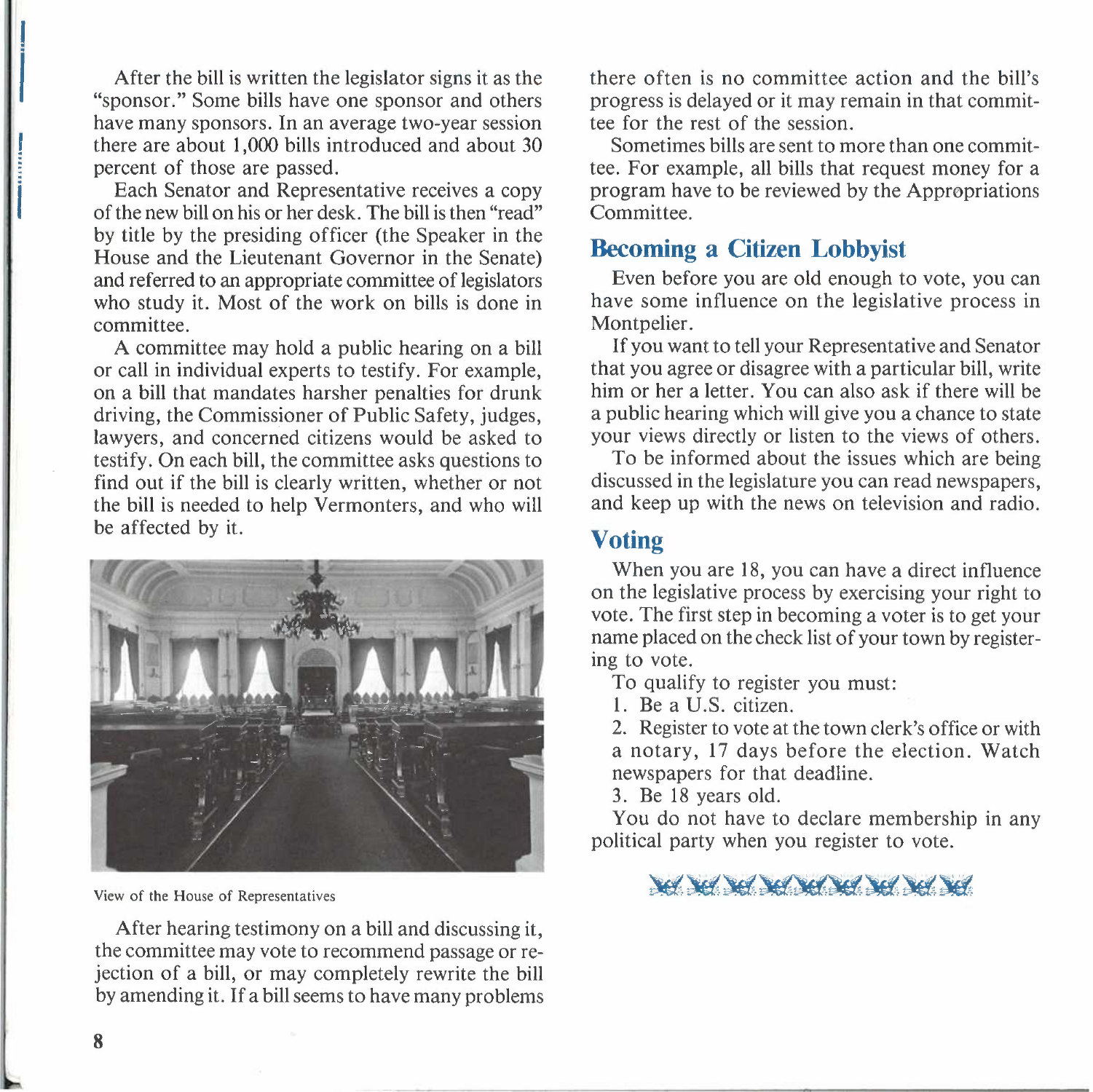After the bill is written the legislator signs it as the "sponsor." Some bills have one sponsor and others have many sponsors. In an average two-year session there are about 1,000 bills introduced and about 30 percent of those are passed.

Each Senator and Representative receives a copy of the new bill on his or her desk. The bill is then "read" by title by the presiding officer (the Speaker in the House and the Lieutenant Governor in the Senate) and referred to an appropriate committee of legislators who study it. Most of the work on bills is done in committee.

A committee may hold a public hearing on a bill or call in individual experts to testify. For example, on a bill that mandates harsher penalties for drunk driving, the Commissioner of Public Safety, judges, lawyers, and concerned citizens would be asked to testify. On each bill, the committee asks questions to find out if the bill is clearly written, whether or not the bill is needed to help Vermonters, and who will be affected by it.

View of the House of Representatives

After hearing testimony on a bill and discussing it, the committee may vote to recommend passage or rejection of a bill, or may completely rewrite the bill by amending it. If a bill seems to have many problems there often is no committee action and the bill's progress is delayed or it may remain in that committee for the rest of the session.

Sometimes bills are sent to more than one committee. For example, all bills that request money for a program have to be reviewed by the Appropriations Committee.

## Becoming a Citizen Lobbyist

Even before you are old enough to vote, you can have some influence on the legislative process in Montpelier.

If you want to tell your Representative and Senator that you agree or disagree with a particular bill, write him or her a letter. You can also ask if there will be a public hearing which will give you a chance to state your views directly or listen to the views of others.

To be informed about the issues which are being discussed in the legislature you can read newspapers, and keep up with the news on television and radio.

## Voting

When you are 18, you can have a direct influence on the legislative process by exercising your right to vote. The first step in becoming a voter is to get your name placed on the check list of your town by registering to vote.

To qualify to register you must:

1. Be a U.S. citizen.
2. Register to vote at the town clerk's office or with a notary, 17 days before the election. Watch newspapers for that deadline.
3. Be 18 years old.

You do not have to declare membership in any political party when you register to vote.